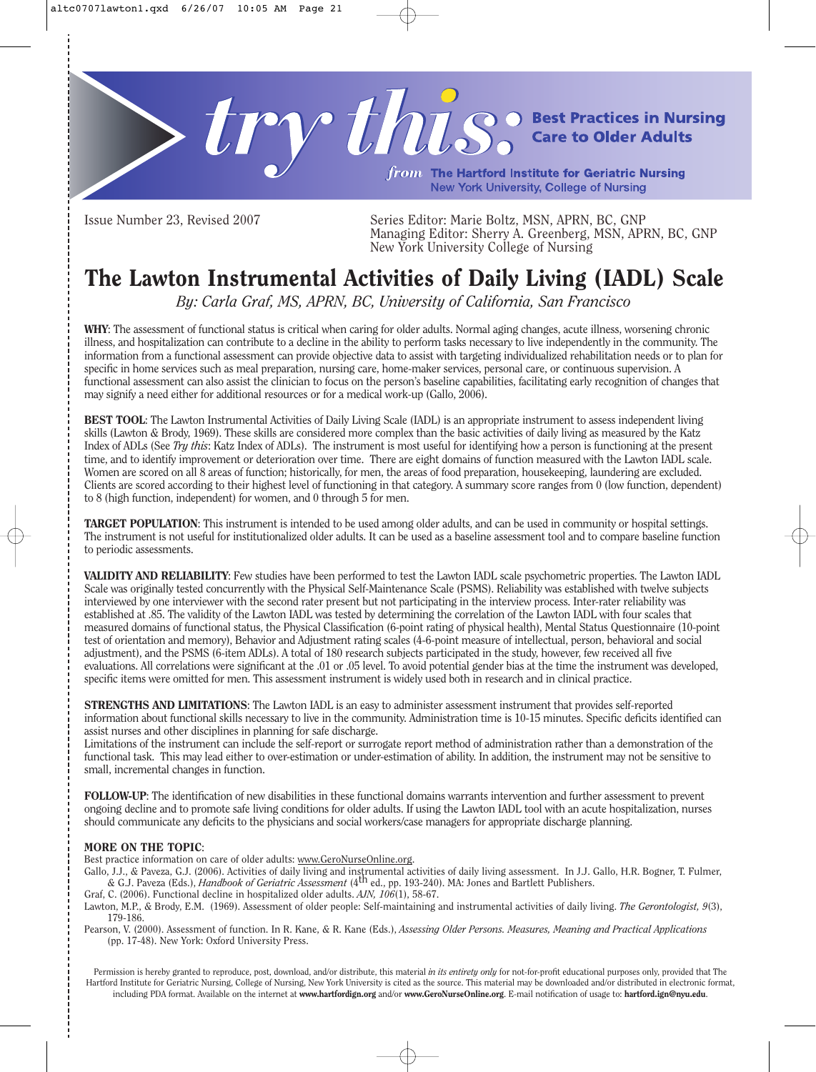# try this: Best Practices in Nursing Care to Older Adults

*from* The Hartford Institute for Geriatric Nursing
New York University, College of Nursing

Issue Number 23, Revised 2007

Series Editor: Marie Boltz, MSN, APRN, BC, GNP
Managing Editor: Sherry A. Greenberg, MSN, APRN, BC, GNP
New York University College of Nursing

# The Lawton Instrumental Activities of Daily Living (IADL) Scale

*By: Carla Graf, MS, APRN, BC, University of California, San Francisco*

**WHY**: The assessment of functional status is critical when caring for older adults. Normal aging changes, acute illness, worsening chronic illness, and hospitalization can contribute to a decline in the ability to perform tasks necessary to live independently in the community. The information from a functional assessment can provide objective data to assist with targeting individualized rehabilitation needs or to plan for specific in home services such as meal preparation, nursing care, home-maker services, personal care, or continuous supervision. A functional assessment can also assist the clinician to focus on the person's baseline capabilities, facilitating early recognition of changes that may signify a need either for additional resources or for a medical work-up (Gallo, 2006).

**BEST TOOL**: The Lawton Instrumental Activities of Daily Living Scale (IADL) is an appropriate instrument to assess independent living skills (Lawton & Brody, 1969). These skills are considered more complex than the basic activities of daily living as measured by the Katz Index of ADLs (See *Try this*: Katz Index of ADLs). The instrument is most useful for identifying how a person is functioning at the present time, and to identify improvement or deterioration over time. There are eight domains of function measured with the Lawton IADL scale. Women are scored on all 8 areas of function; historically, for men, the areas of food preparation, housekeeping, laundering are excluded. Clients are scored according to their highest level of functioning in that category. A summary score ranges from 0 (low function, dependent) to 8 (high function, independent) for women, and 0 through 5 for men.

**TARGET POPULATION**: This instrument is intended to be used among older adults, and can be used in community or hospital settings. The instrument is not useful for institutionalized older adults. It can be used as a baseline assessment tool and to compare baseline function to periodic assessments.

**VALIDITY AND RELIABILITY**: Few studies have been performed to test the Lawton IADL scale psychometric properties. The Lawton IADL Scale was originally tested concurrently with the Physical Self-Maintenance Scale (PSMS). Reliability was established with twelve subjects interviewed by one interviewer with the second rater present but not participating in the interview process. Inter-rater reliability was established at .85. The validity of the Lawton IADL was tested by determining the correlation of the Lawton IADL with four scales that measured domains of functional status, the Physical Classification (6-point rating of physical health), Mental Status Questionnaire (10-point test of orientation and memory), Behavior and Adjustment rating scales (4-6-point measure of intellectual, person, behavioral and social adjustment), and the PSMS (6-item ADLs). A total of 180 research subjects participated in the study, however, few received all five evaluations. All correlations were significant at the .01 or .05 level. To avoid potential gender bias at the time the instrument was developed, specific items were omitted for men. This assessment instrument is widely used both in research and in clinical practice.

**STRENGTHS AND LIMITATIONS**: The Lawton IADL is an easy to administer assessment instrument that provides self-reported information about functional skills necessary to live in the community. Administration time is 10-15 minutes. Specific deficits identified can assist nurses and other disciplines in planning for safe discharge.
Limitations of the instrument can include the self-report or surrogate report method of administration rather than a demonstration of the functional task. This may lead either to over-estimation or under-estimation of ability. In addition, the instrument may not be sensitive to small, incremental changes in function.

**FOLLOW-UP**: The identification of new disabilities in these functional domains warrants intervention and further assessment to prevent ongoing decline and to promote safe living conditions for older adults. If using the Lawton IADL tool with an acute hospitalization, nurses should communicate any deficits to the physicians and social workers/case managers for appropriate discharge planning.

**MORE ON THE TOPIC**:

Best practice information on care of older adults: www.GeroNurseOnline.org.

Gallo, J.J., & Paveza, G.J. (2006). Activities of daily living and instrumental activities of daily living assessment. In J.J. Gallo, H.R. Bogner, T. Fulmer, & G.J. Paveza (Eds.), *Handbook of Geriatric Assessment* (4th ed., pp. 193-240). MA: Jones and Bartlett Publishers.

Graf, C. (2006). Functional decline in hospitalized older adults. *AJN, 106*(1), 58-67.

Lawton, M.P., & Brody, E.M. (1969). Assessment of older people: Self-maintaining and instrumental activities of daily living. *The Gerontologist, 9*(3), 179-186.

Pearson, V. (2000). Assessment of function. In R. Kane, & R. Kane (Eds.), *Assessing Older Persons. Measures, Meaning and Practical Applications* (pp. 17-48). New York: Oxford University Press.

Permission is hereby granted to reproduce, post, download, and/or distribute, this material *in its entirety only* for not-for-profit educational purposes only, provided that The Hartford Institute for Geriatric Nursing, College of Nursing, New York University is cited as the source. This material may be downloaded and/or distributed in electronic format, including PDA format. Available on the internet at **www.hartfordign.org** and/or **www.GeroNurseOnline.org**. E-mail notification of usage to: **hartford.ign@nyu.edu**.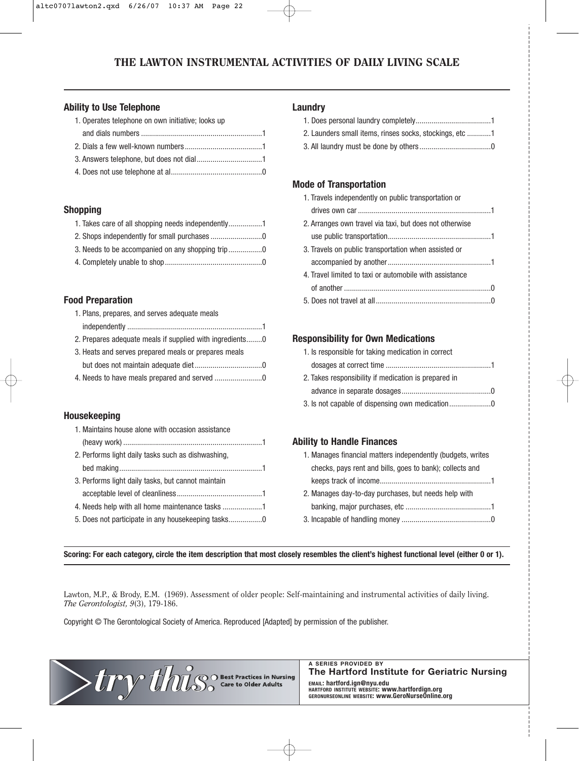# THE LAWTON INSTRUMENTAL ACTIVITIES OF DAILY LIVING SCALE

### Ability to Use Telephone

1. Operates telephone on own initiative; looks up and dials numbers ............................................................1
2. Dials a few well-known numbers......................................1
3. Answers telephone, but does not dial................................1
4. Does not use telephone at al.............................................0

### Shopping

1. Takes care of all shopping needs independently.................1
2. Shops independently for small purchases ..........................0
3. Needs to be accompanied on any shopping trip.................0
4. Completely unable to shop................................................0

### Food Preparation

1. Plans, prepares, and serves adequate meals independently ...................................................................1
2. Prepares adequate meals if supplied with ingredients........0
3. Heats and serves prepared meals or prepares meals but does not maintain adequate diet .................................0
4. Needs to have meals prepared and served ........................0

### Housekeeping

1. Maintains house alone with occasion assistance (heavy work) .....................................................................1
2. Performs light daily tasks such as dishwashing, bed making.......................................................................1
3. Performs light daily tasks, but cannot maintain acceptable level of cleanliness..........................................1
4. Needs help with all home maintenance tasks ....................1
5. Does not participate in any housekeeping tasks.................0

### Laundry

1. Does personal laundry completely.....................................1
2. Launders small items, rinses socks, stockings, etc ............1
3. All laundry must be done by others...................................0

### Mode of Transportation

1. Travels independently on public transportation or drives own car ..................................................................1
2. Arranges own travel via taxi, but does not otherwise use public transportation...................................................1
3. Travels on public transportation when assisted or accompanied by another...................................................1
4. Travel limited to taxi or automobile with assistance of another .........................................................................0
5. Does not travel at all..........................................................0

### Responsibility for Own Medications

1. Is responsible for taking medication in correct dosages at correct time ....................................................1
2. Takes responsibility if medication is prepared in advance in separate dosages............................................0
3. Is not capable of dispensing own medication.....................0

### Ability to Handle Finances

1. Manages financial matters independently (budgets, writes checks, pays rent and bills, goes to bank); collects and keeps track of income.......................................................1
2. Manages day-to-day purchases, but needs help with banking, major purchases, etc ..........................................1
3. Incapable of handling money ............................................0

**Scoring: For each category, circle the item description that most closely resembles the client's highest functional level (either 0 or 1).**

Lawton, M.P., & Brody, E.M. (1969). Assessment of older people: Self-maintaining and instrumental activities of daily living. *The Gerontologist, 9*(3), 179-186.

Copyright © The Gerontological Society of America. Reproduced [Adapted] by permission of the publisher.

try this: Best Practices in Nursing Care to Older Adults

A SERIES PROVIDED BY
**The Hartford Institute for Geriatric Nursing**

EMAIL: **hartford.ign@nyu.edu**
HARTFORD INSTITUTE WEBSITE: **www.hartfordign.org**
GERONURSEONLINE WEBSITE: **www.GeroNurseOnline.org**